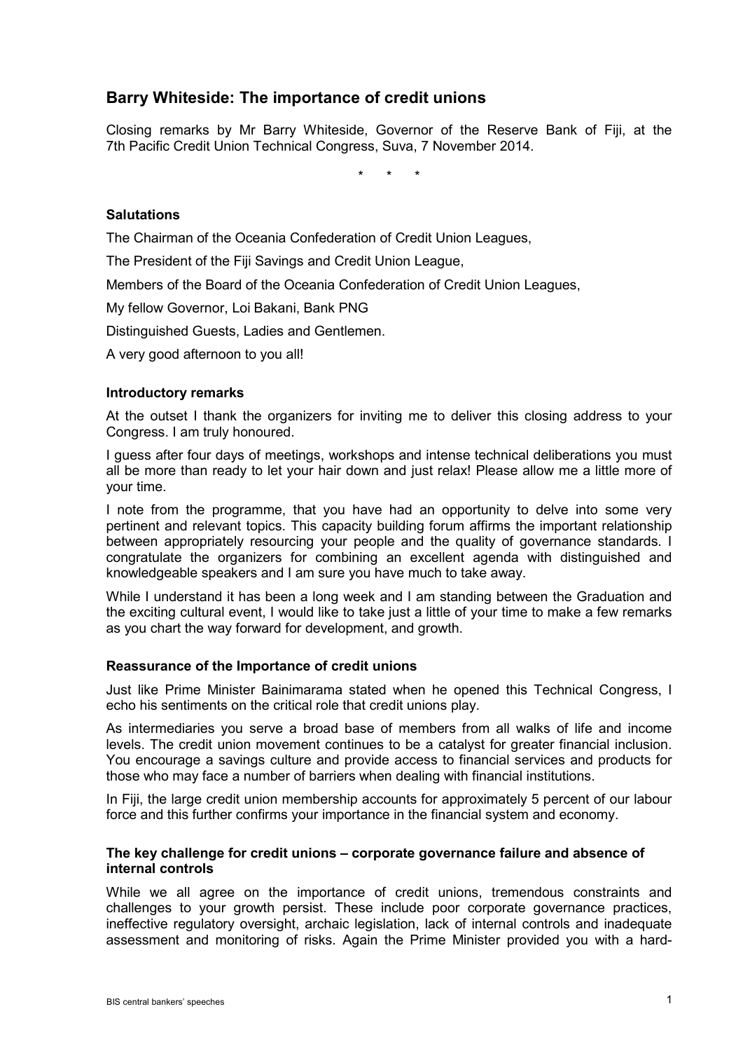# Barry Whiteside: The importance of credit unions

Closing remarks by Mr Barry Whiteside, Governor of the Reserve Bank of Fiji, at the 7th Pacific Credit Union Technical Congress, Suva, 7 November 2014.

\*     \*     \*

### Salutations

The Chairman of the Oceania Confederation of Credit Union Leagues,

The President of the Fiji Savings and Credit Union League,

Members of the Board of the Oceania Confederation of Credit Union Leagues,

My fellow Governor, Loi Bakani, Bank PNG

Distinguished Guests, Ladies and Gentlemen.

A very good afternoon to you all!

### Introductory remarks

At the outset I thank the organizers for inviting me to deliver this closing address to your Congress. I am truly honoured.

I guess after four days of meetings, workshops and intense technical deliberations you must all be more than ready to let your hair down and just relax! Please allow me a little more of your time.

I note from the programme, that you have had an opportunity to delve into some very pertinent and relevant topics. This capacity building forum affirms the important relationship between appropriately resourcing your people and the quality of governance standards. I congratulate the organizers for combining an excellent agenda with distinguished and knowledgeable speakers and I am sure you have much to take away.

While I understand it has been a long week and I am standing between the Graduation and the exciting cultural event, I would like to take just a little of your time to make a few remarks as you chart the way forward for development, and growth.

### Reassurance of the Importance of credit unions

Just like Prime Minister Bainimarama stated when he opened this Technical Congress, I echo his sentiments on the critical role that credit unions play.

As intermediaries you serve a broad base of members from all walks of life and income levels. The credit union movement continues to be a catalyst for greater financial inclusion. You encourage a savings culture and provide access to financial services and products for those who may face a number of barriers when dealing with financial institutions.

In Fiji, the large credit union membership accounts for approximately 5 percent of our labour force and this further confirms your importance in the financial system and economy.

### The key challenge for credit unions – corporate governance failure and absence of internal controls

While we all agree on the importance of credit unions, tremendous constraints and challenges to your growth persist. These include poor corporate governance practices, ineffective regulatory oversight, archaic legislation, lack of internal controls and inadequate assessment and monitoring of risks. Again the Prime Minister provided you with a hard-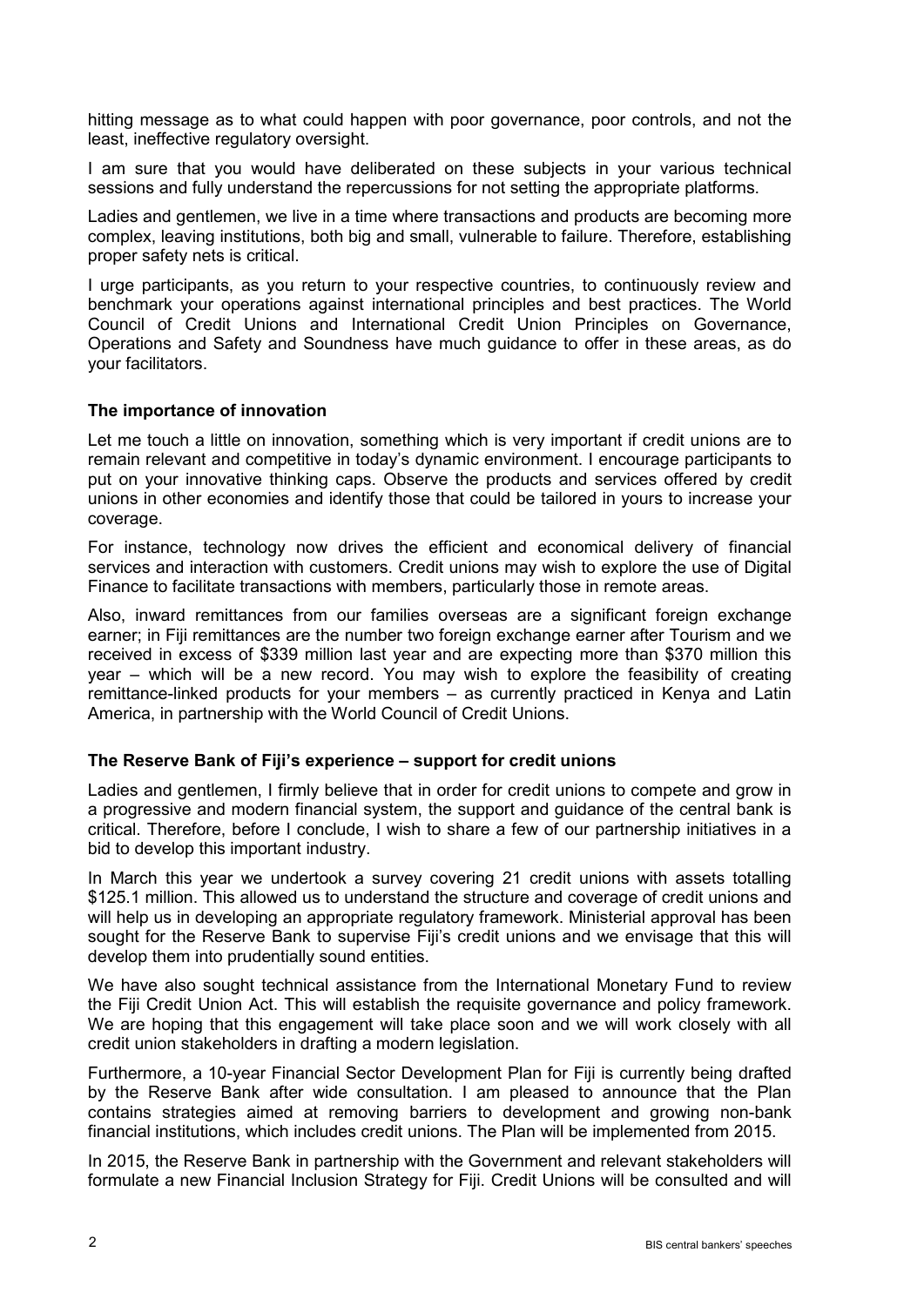hitting message as to what could happen with poor governance, poor controls, and not the least, ineffective regulatory oversight.

I am sure that you would have deliberated on these subjects in your various technical sessions and fully understand the repercussions for not setting the appropriate platforms.

Ladies and gentlemen, we live in a time where transactions and products are becoming more complex, leaving institutions, both big and small, vulnerable to failure. Therefore, establishing proper safety nets is critical.

I urge participants, as you return to your respective countries, to continuously review and benchmark your operations against international principles and best practices. The World Council of Credit Unions and International Credit Union Principles on Governance, Operations and Safety and Soundness have much guidance to offer in these areas, as do your facilitators.

**The importance of innovation**

Let me touch a little on innovation, something which is very important if credit unions are to remain relevant and competitive in today's dynamic environment. I encourage participants to put on your innovative thinking caps. Observe the products and services offered by credit unions in other economies and identify those that could be tailored in yours to increase your coverage.

For instance, technology now drives the efficient and economical delivery of financial services and interaction with customers. Credit unions may wish to explore the use of Digital Finance to facilitate transactions with members, particularly those in remote areas.

Also, inward remittances from our families overseas are a significant foreign exchange earner; in Fiji remittances are the number two foreign exchange earner after Tourism and we received in excess of $339 million last year and are expecting more than $370 million this year – which will be a new record. You may wish to explore the feasibility of creating remittance-linked products for your members – as currently practiced in Kenya and Latin America, in partnership with the World Council of Credit Unions.

**The Reserve Bank of Fiji's experience – support for credit unions**

Ladies and gentlemen, I firmly believe that in order for credit unions to compete and grow in a progressive and modern financial system, the support and guidance of the central bank is critical. Therefore, before I conclude, I wish to share a few of our partnership initiatives in a bid to develop this important industry.

In March this year we undertook a survey covering 21 credit unions with assets totalling $125.1 million. This allowed us to understand the structure and coverage of credit unions and will help us in developing an appropriate regulatory framework. Ministerial approval has been sought for the Reserve Bank to supervise Fiji's credit unions and we envisage that this will develop them into prudentially sound entities.

We have also sought technical assistance from the International Monetary Fund to review the Fiji Credit Union Act. This will establish the requisite governance and policy framework. We are hoping that this engagement will take place soon and we will work closely with all credit union stakeholders in drafting a modern legislation.

Furthermore, a 10-year Financial Sector Development Plan for Fiji is currently being drafted by the Reserve Bank after wide consultation. I am pleased to announce that the Plan contains strategies aimed at removing barriers to development and growing non-bank financial institutions, which includes credit unions. The Plan will be implemented from 2015.

In 2015, the Reserve Bank in partnership with the Government and relevant stakeholders will formulate a new Financial Inclusion Strategy for Fiji. Credit Unions will be consulted and will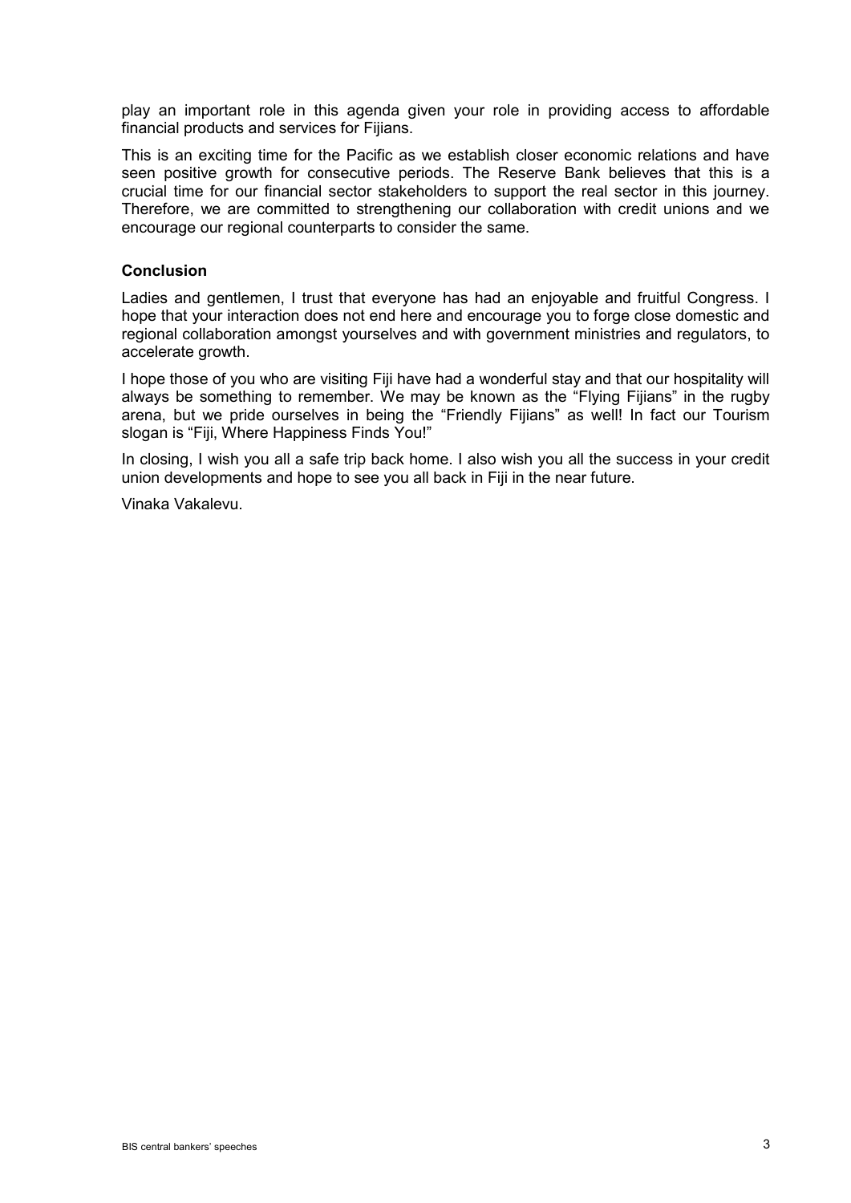play an important role in this agenda given your role in providing access to affordable financial products and services for Fijians.

This is an exciting time for the Pacific as we establish closer economic relations and have seen positive growth for consecutive periods. The Reserve Bank believes that this is a crucial time for our financial sector stakeholders to support the real sector in this journey. Therefore, we are committed to strengthening our collaboration with credit unions and we encourage our regional counterparts to consider the same.

**Conclusion**

Ladies and gentlemen, I trust that everyone has had an enjoyable and fruitful Congress. I hope that your interaction does not end here and encourage you to forge close domestic and regional collaboration amongst yourselves and with government ministries and regulators, to accelerate growth.

I hope those of you who are visiting Fiji have had a wonderful stay and that our hospitality will always be something to remember. We may be known as the "Flying Fijians" in the rugby arena, but we pride ourselves in being the "Friendly Fijians" as well! In fact our Tourism slogan is "Fiji, Where Happiness Finds You!"

In closing, I wish you all a safe trip back home. I also wish you all the success in your credit union developments and hope to see you all back in Fiji in the near future.

Vinaka Vakalevu.